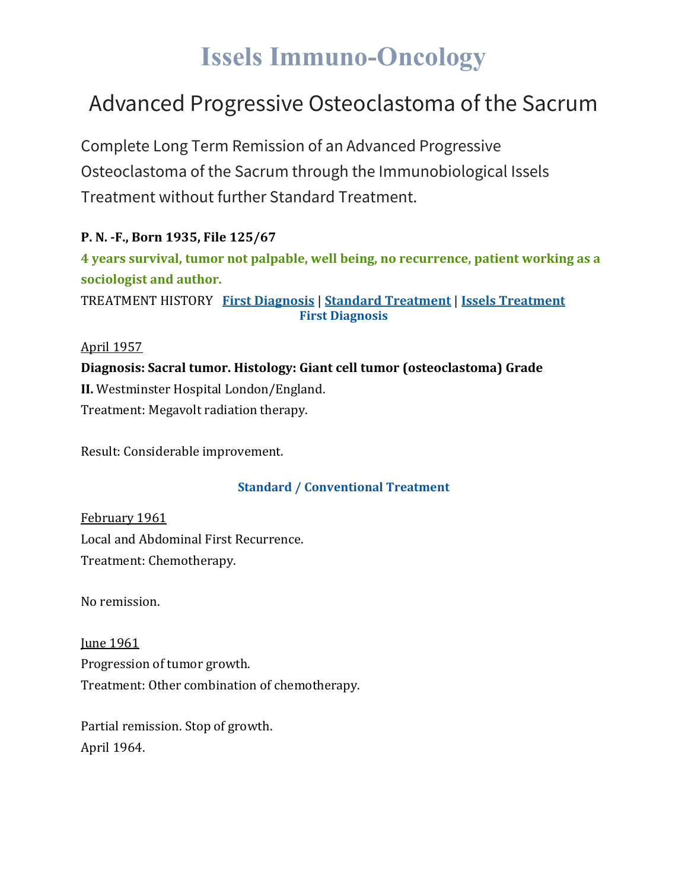# Issels Immuno-Oncology

## Advanced Progressive Osteoclastoma of the Sacrum

Complete Long Term Remission of an Advanced Progressive Osteoclastoma of the Sacrum through the Immunobiological Issels Treatment without further Standard Treatment.

**P. N. -F., Born 1935, File 125/67**

**4 years survival, tumor not palpable, well being, no recurrence, patient working as a sociologist and author.**

TREATMENT HISTORY **First Diagnosis** | **Standard Treatment** | **Issels Treatment**

### First Diagnosis

April 1957

**Diagnosis: Sacral tumor. Histology: Giant cell tumor (osteoclastoma) Grade II.** Westminster Hospital London/England.

Treatment: Megavolt radiation therapy.

Result: Considerable improvement.

### Standard / Conventional Treatment

February 1961

Local and Abdominal First Recurrence.

Treatment: Chemotherapy.

No remission.

June 1961

Progression of tumor growth.

Treatment: Other combination of chemotherapy.

Partial remission. Stop of growth.

April 1964.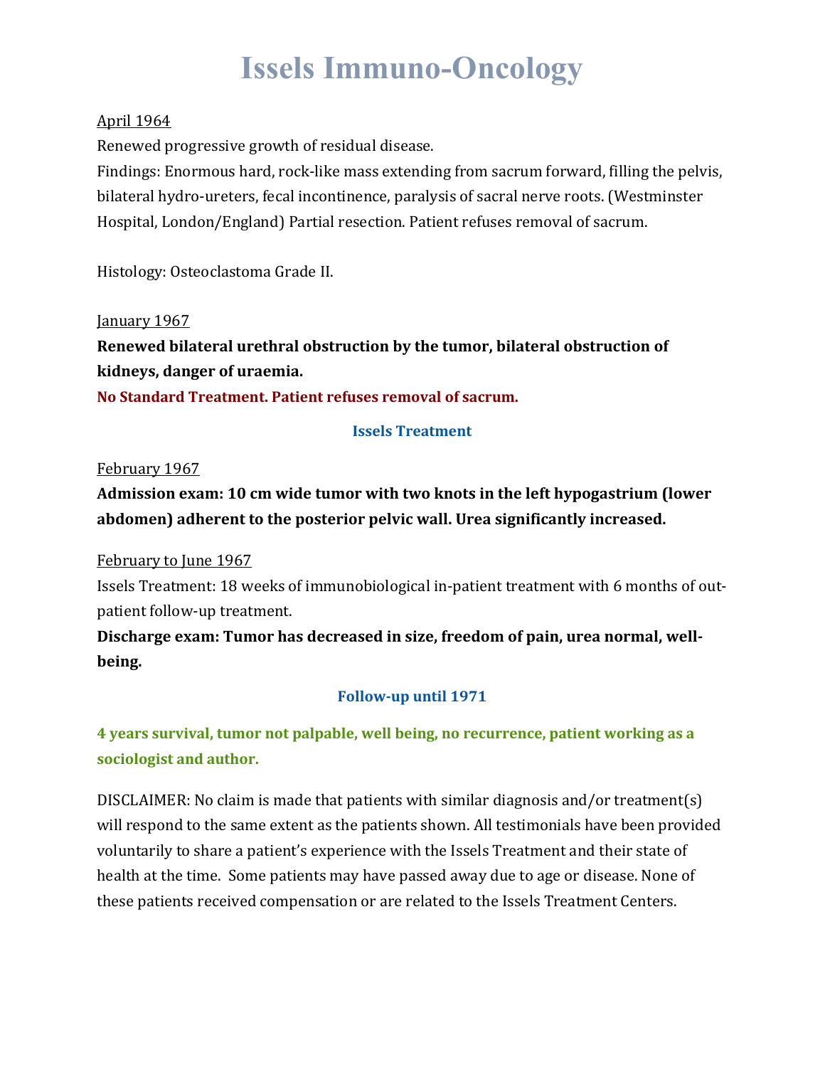# Issels Immuno-Oncology

April 1964

Renewed progressive growth of residual disease.

Findings: Enormous hard, rock-like mass extending from sacrum forward, filling the pelvis, bilateral hydro-ureters, fecal incontinence, paralysis of sacral nerve roots. (Westminster Hospital, London/England) Partial resection. Patient refuses removal of sacrum.

Histology: Osteoclastoma Grade II.

January 1967

**Renewed bilateral urethral obstruction by the tumor, bilateral obstruction of kidneys, danger of uraemia.**

**No Standard Treatment. Patient refuses removal of sacrum.**

**Issels Treatment**

February 1967

**Admission exam: 10 cm wide tumor with two knots in the left hypogastrium (lower abdomen) adherent to the posterior pelvic wall. Urea significantly increased.**

February to June 1967

Issels Treatment: 18 weeks of immunobiological in-patient treatment with 6 months of out-patient follow-up treatment.

**Discharge exam: Tumor has decreased in size, freedom of pain, urea normal, well-being.**

**Follow-up until 1971**

**4 years survival, tumor not palpable, well being, no recurrence, patient working as a sociologist and author.**

DISCLAIMER: No claim is made that patients with similar diagnosis and/or treatment(s) will respond to the same extent as the patients shown. All testimonials have been provided voluntarily to share a patient's experience with the Issels Treatment and their state of health at the time. Some patients may have passed away due to age or disease. None of these patients received compensation or are related to the Issels Treatment Centers.